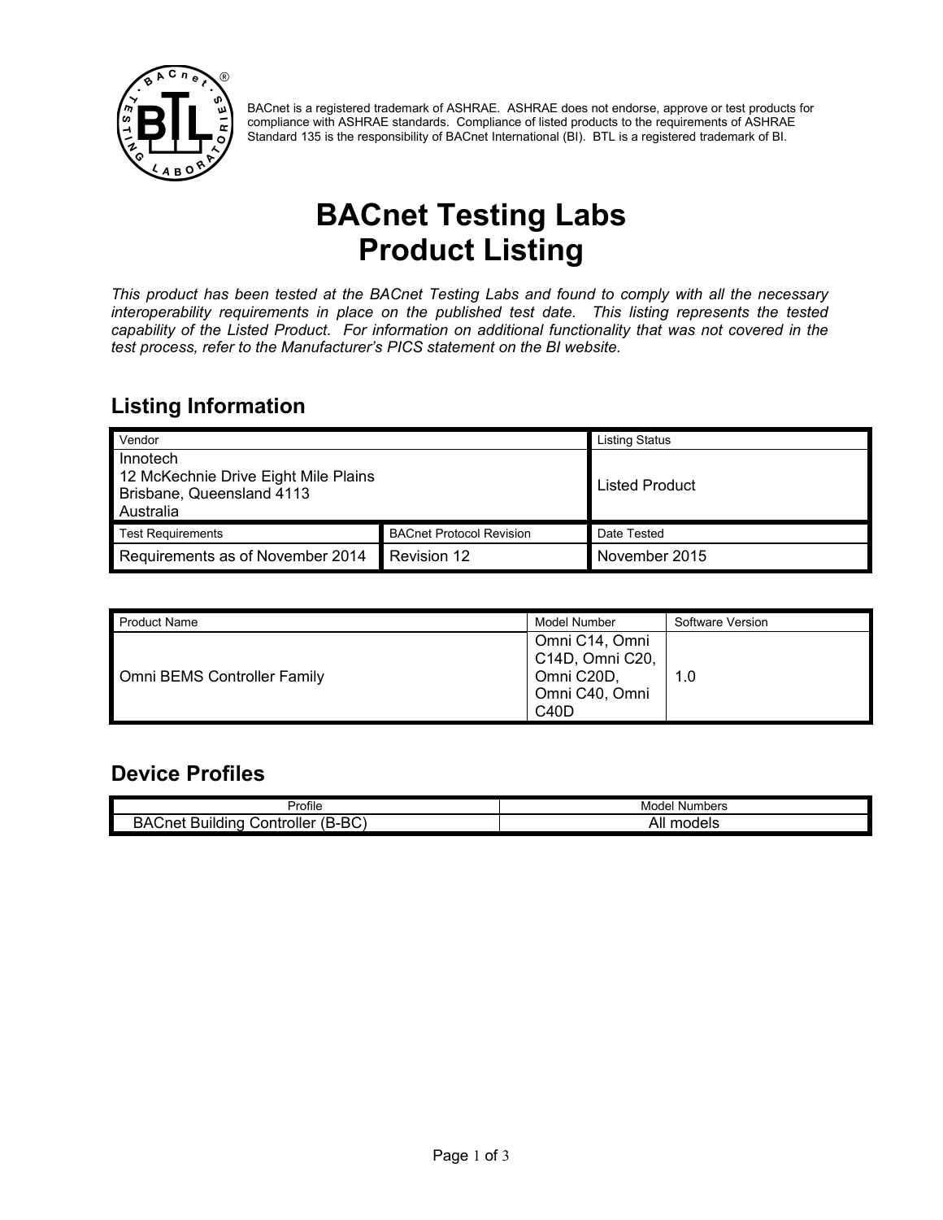BACnet is a registered trademark of ASHRAE. ASHRAE does not endorse, approve or test products for compliance with ASHRAE standards. Compliance of listed products to the requirements of ASHRAE Standard 135 is the responsibility of BACnet International (BI). BTL is a registered trademark of BI.

# BACnet Testing Labs Product Listing

*This product has been tested at the BACnet Testing Labs and found to comply with all the necessary interoperability requirements in place on the published test date. This listing represents the tested capability of the Listed Product. For information on additional functionality that was not covered in the test process, refer to the Manufacturer's PICS statement on the BI website.*

## Listing Information

| Vendor | | Listing Status |
|---|---|---|
| Innotech<br>12 McKechnie Drive Eight Mile Plains<br>Brisbane, Queensland 4113<br>Australia | | Listed Product |
| **Test Requirements** | **BACnet Protocol Revision** | **Date Tested** |
| Requirements as of November 2014 | Revision 12 | November 2015 |

| Product Name | Model Number | Software Version |
|---|---|---|
| Omni BEMS Controller Family | Omni C14, Omni C14D, Omni C20, Omni C20D, Omni C40, Omni C40D | 1.0 |

## Device Profiles

| Profile | Model Numbers |
|---|---|
| BACnet Building Controller (B-BC) | All models |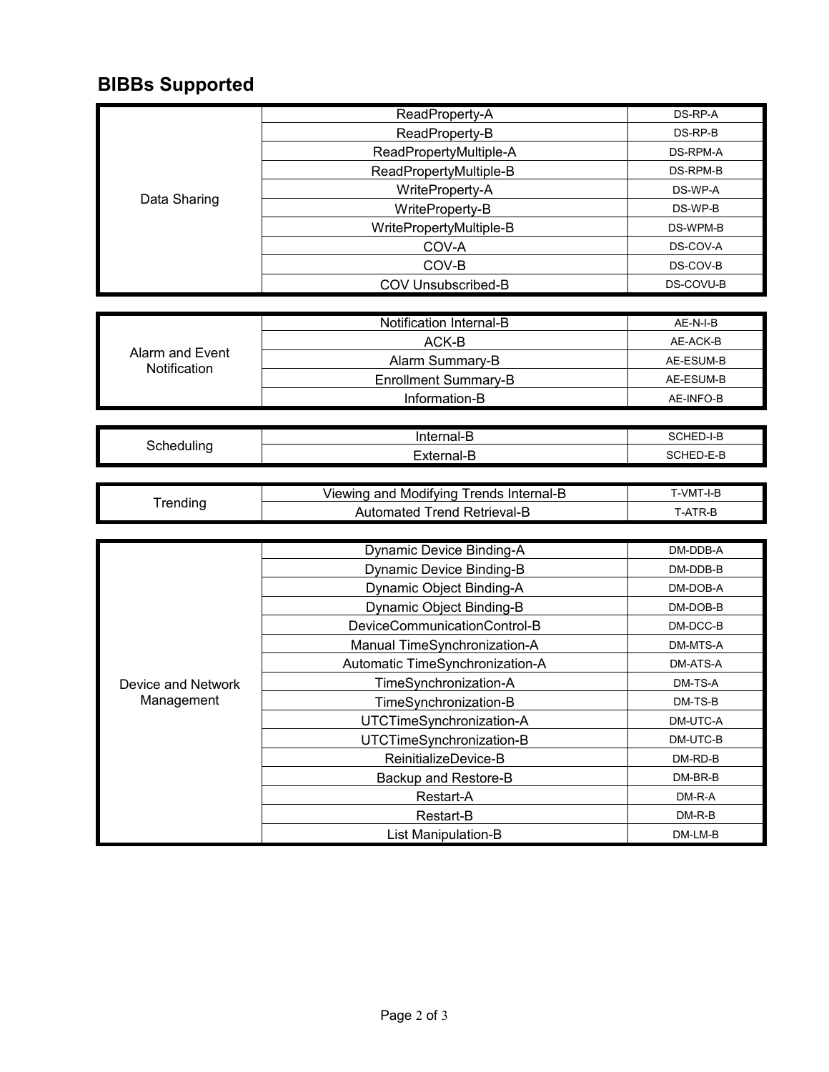## BIBBs Supported

| Category | BIBB | Abbreviation |
|---|---|---|
| Data Sharing | ReadProperty-A | DS-RP-A |
| | ReadProperty-B | DS-RP-B |
| | ReadPropertyMultiple-A | DS-RPM-A |
| | ReadPropertyMultiple-B | DS-RPM-B |
| | WriteProperty-A | DS-WP-A |
| | WriteProperty-B | DS-WP-B |
| | WritePropertyMultiple-B | DS-WPM-B |
| | COV-A | DS-COV-A |
| | COV-B | DS-COV-B |
| | COV Unsubscribed-B | DS-COVU-B |

| Category | BIBB | Abbreviation |
|---|---|---|
| Alarm and Event Notification | Notification Internal-B | AE-N-I-B |
| | ACK-B | AE-ACK-B |
| | Alarm Summary-B | AE-ESUM-B |
| | Enrollment Summary-B | AE-ESUM-B |
| | Information-B | AE-INFO-B |

| Category | BIBB | Abbreviation |
|---|---|---|
| Scheduling | Internal-B | SCHED-I-B |
| | External-B | SCHED-E-B |

| Category | BIBB | Abbreviation |
|---|---|---|
| Trending | Viewing and Modifying Trends Internal-B | T-VMT-I-B |
| | Automated Trend Retrieval-B | T-ATR-B |

| Category | BIBB | Abbreviation |
|---|---|---|
| Device and Network Management | Dynamic Device Binding-A | DM-DDB-A |
| | Dynamic Device Binding-B | DM-DDB-B |
| | Dynamic Object Binding-A | DM-DOB-A |
| | Dynamic Object Binding-B | DM-DOB-B |
| | DeviceCommunicationControl-B | DM-DCC-B |
| | Manual TimeSynchronization-A | DM-MTS-A |
| | Automatic TimeSynchronization-A | DM-ATS-A |
| | TimeSynchronization-A | DM-TS-A |
| | TimeSynchronization-B | DM-TS-B |
| | UTCTimeSynchronization-A | DM-UTC-A |
| | UTCTimeSynchronization-B | DM-UTC-B |
| | ReinitializeDevice-B | DM-RD-B |
| | Backup and Restore-B | DM-BR-B |
| | Restart-A | DM-R-A |
| | Restart-B | DM-R-B |
| | List Manipulation-B | DM-LM-B |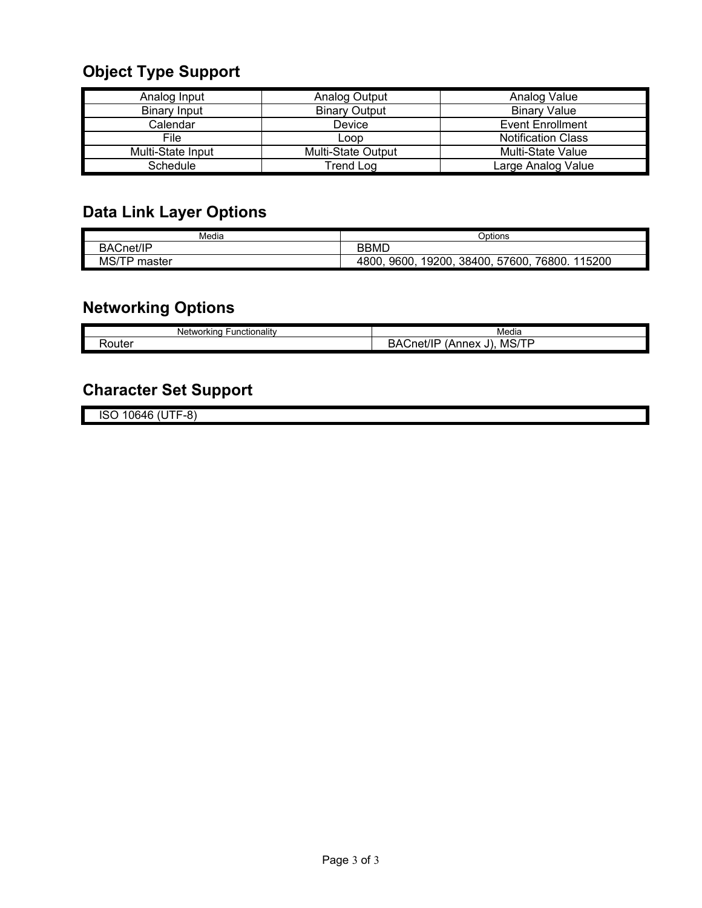## Object Type Support

| | | |
|---|---|---|
| Analog Input | Analog Output | Analog Value |
| Binary Input | Binary Output | Binary Value |
| Calendar | Device | Event Enrollment |
| File | Loop | Notification Class |
| Multi-State Input | Multi-State Output | Multi-State Value |
| Schedule | Trend Log | Large Analog Value |

## Data Link Layer Options

| Media | Options |
|---|---|
| BACnet/IP | BBMD |
| MS/TP master | 4800, 9600, 19200, 38400, 57600, 76800. 115200 |

## Networking Options

| Networking Functionality | Media |
|---|---|
| Router | BACnet/IP (Annex J), MS/TP |

## Character Set Support

| |
|---|
| ISO 10646 (UTF-8) |